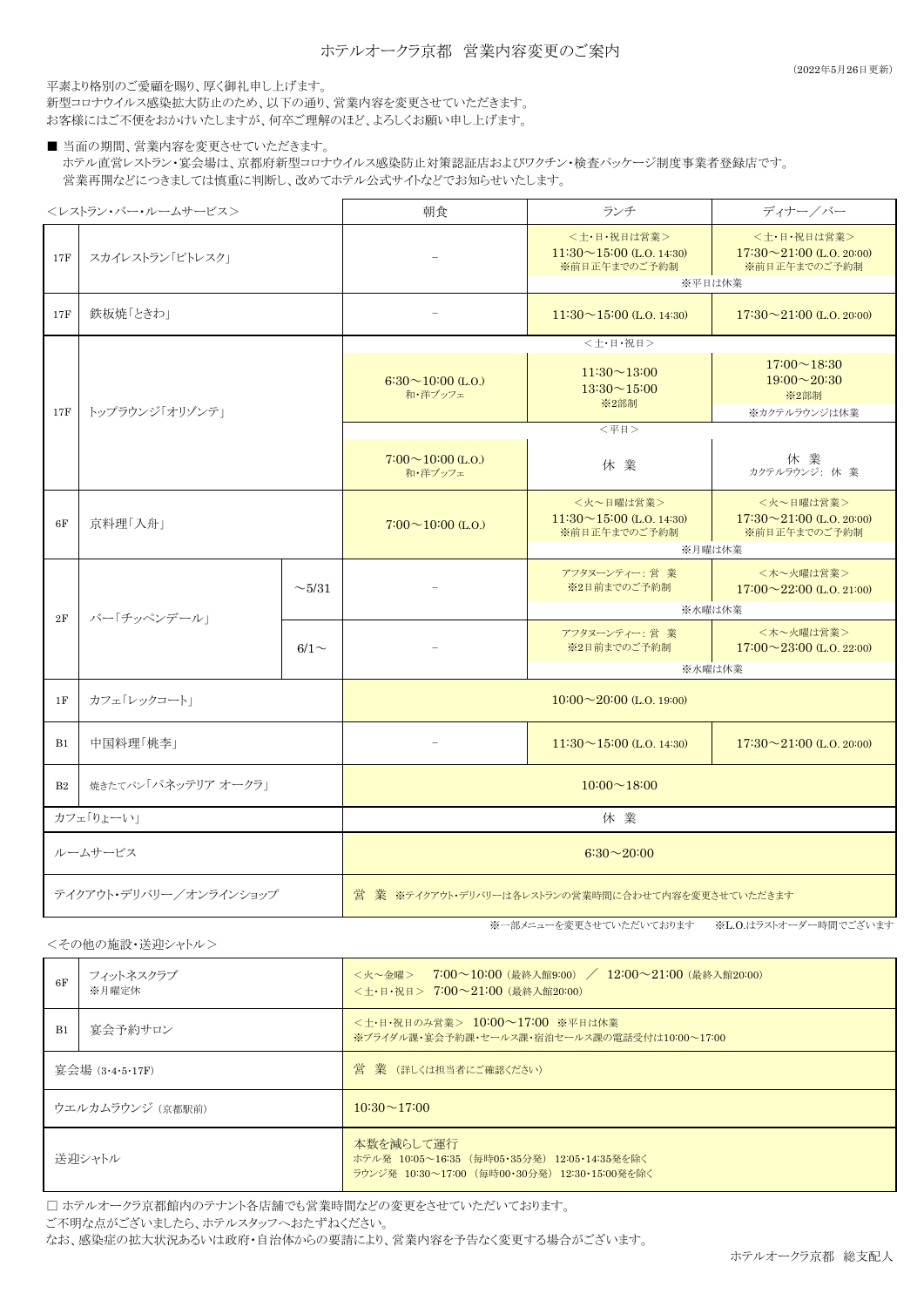# ホテルオークラ京都 営業内容変更のご案内

（2022年5月26日更新）

平素より格別のご愛顧を賜り、厚く御礼申し上げます。
新型コロナウイルス感染拡大防止のため、以下の通り、営業内容を変更させていただきます。
お客様にはご不便をおかけいたしますが、何卒ご理解のほど、よろしくお願い申し上げます。

■ 当面の期間、営業内容を変更させていただきます。
ホテル直営レストラン・宴会場は、京都府新型コロナウイルス感染防止対策認証店およびワクチン・検査パッケージ制度事業者登録店です。
営業再開などにつきましては慎重に判断し、改めてホテル公式サイトなどでお知らせいたします。

| ＜レストラン・バー・ルームサービス＞ | | | 朝食 | ランチ | ディナー／バー |
|---|---|---|---|---|---|
| 17F | スカイレストラン「ピトレスク」 | | － | ＜土・日・祝日は営業＞ 11:30～15:00 (L.O. 14:30) ※前日正午までのご予約制 | ＜土・日・祝日は営業＞ 17:30～21:00 (L.O. 20:00) ※前日正午までのご予約制 |
| | | | | ※平日は休業 | |
| 17F | 鉄板焼「ときわ」 | | － | 11:30～15:00 (L.O. 14:30) | 17:30～21:00 (L.O. 20:00) |
| 17F | トップラウンジ「オリゾンテ」 | | ＜土・日・祝日＞ | | |
| | | | 6:30～10:00 (L.O.) 和・洋ブッフェ | 11:30～13:00 13:30～15:00 ※2部制 | 17:00～18:30 19:00～20:30 ※2部制 ※カクテルラウンジは休業 |
| | | | ＜平日＞ | | |
| | | | 7:00～10:00 (L.O.) 和・洋ブッフェ | 休 業 | 休 業 カクテルラウンジ: 休 業 |
| 6F | 京料理「入舟」 | | 7:00～10:00 (L.O.) | ＜火～日曜は営業＞ 11:30～15:00 (L.O. 14:30) ※前日正午までのご予約制 | ＜火～日曜は営業＞ 17:30～21:00 (L.O. 20:00) ※前日正午までのご予約制 |
| | | | | ※月曜は休業 | |
| 2F | バー「チッペンデール」 | ～5/31 | － | アフタヌーンティー: 営 業 ※2日前までのご予約制 | ＜木～火曜は営業＞ 17:00～22:00 (L.O. 21:00) |
| | | | | ※水曜は休業 | |
| | | 6/1～ | － | アフタヌーンティー: 営 業 ※2日前までのご予約制 | ＜木～火曜は営業＞ 17:00～23:00 (L.O. 22:00) |
| | | | | ※水曜は休業 | |
| 1F | カフェ「レックコート」 | | 10:00～20:00 (L.O. 19:00) | | |
| B1 | 中国料理「桃李」 | | － | 11:30～15:00 (L.O. 14:30) | 17:30～21:00 (L.O. 20:00) |
| B2 | 焼きたてパン「パネッテリア オークラ」 | | 10:00～18:00 | | |
| カフェ「りょーい」 | | | 休 業 | | |
| ルームサービス | | | 6:30～20:00 | | |
| テイクアウト・デリバリー／オンラインショップ | | | 営 業 ※テイクアウト・デリバリーは各レストランの営業時間に合わせて内容を変更させていただきます | | |

※一部メニューを変更させていただいております　※L.O.はラストオーダー時間でございます

＜その他の施設・送迎シャトル＞

| | | |
|---|---|---|
| 6F | フィットネスクラブ ※月曜定休 | ＜火～金曜＞ 7:00～10:00（最終入館9:00） ／ 12:00～21:00（最終入館20:00） ＜土・日・祝日＞ 7:00～21:00（最終入館20:00） |
| B1 | 宴会予約サロン | ＜土・日・祝日のみ営業＞ 10:00～17:00 ※平日は休業 ※ブライダル課・宴会予約課・セールス課・宿泊セールス課の電話受付は10:00～17:00 |
| 宴会場（3・4・5・17F） | | 営 業 （詳しくは担当者にご確認ください） |
| ウエルカムラウンジ（京都駅前） | | 10:30～17:00 |
| 送迎シャトル | | 本数を減らして運行 ホテル発 10:05～16:35 （毎時05・35分発） 12:05・14:35発を除く ラウンジ発 10:30～17:00 （毎時00・30分発） 12:30・15:00発を除く |

□ ホテルオークラ京都館内のテナント各店舗でも営業時間などの変更をさせていただいております。
ご不明な点がございましたら、ホテルスタッフへおたずねください。
なお、感染症の拡大状況あるいは政府・自治体からの要請により、営業内容を予告なく変更する場合がございます。

ホテルオークラ京都 総支配人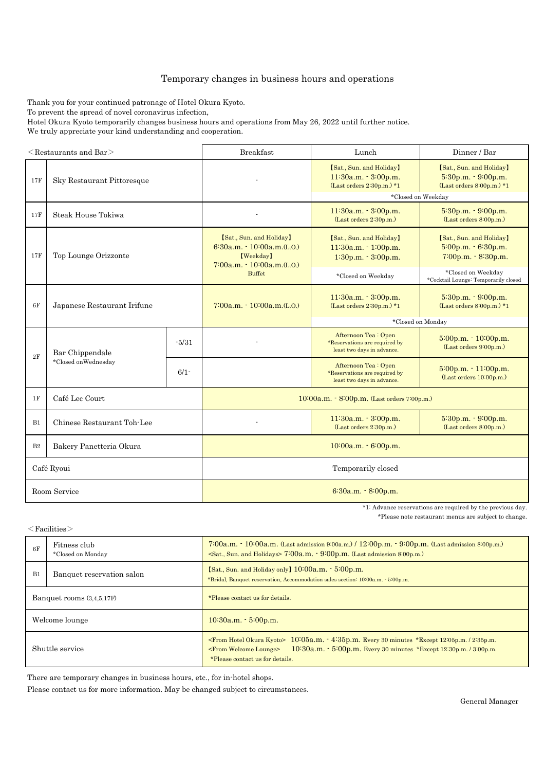# Temporary changes in business hours and operations

Thank you for your continued patronage of Hotel Okura Kyoto.
To prevent the spread of novel coronavirus infection,
Hotel Okura Kyoto temporarily changes business hours and operations from May 26, 2022 until further notice.
We truly appreciate your kind understanding and cooperation.

| <Restaurants and Bar> | | | Breakfast | Lunch | Dinner / Bar |
|---|---|---|---|---|---|
| 17F | Sky Restaurant Pittoresque | | - | 【Sat., Sun. and Holiday】 11:30a.m. - 3:00p.m. (Last orders 2:30p.m.) *1 | 【Sat., Sun. and Holiday】 5:30p.m. - 9:00p.m. (Last orders 8:00p.m.) *1 |
| | | | | *Closed on Weekday | |
| 17F | Steak House Tokiwa | | - | 11:30a.m. - 3:00p.m. (Last orders 2:30p.m.) | 5:30p.m. - 9:00p.m. (Last orders 8:00p.m.) |
| 17F | Top Lounge Orizzonte | | 【Sat., Sun. and Holiday】 6:30a.m. - 10:00a.m.(L.O.) 【Weekday】 7:00a.m. - 10:00a.m.(L.O.) Buffet | 【Sat., Sun. and Holiday】 11:30a.m. - 1:00p.m. 1:30p.m. - 3:00p.m. *Closed on Weekday | 【Sat., Sun. and Holiday】 5:00p.m. - 6:30p.m. 7:00p.m. - 8:30p.m. *Closed on Weekday *Cocktail Lounge: Temporarily closed |
| 6F | Japanese Restaurant Irifune | | 7:00a.m. - 10:00a.m.(L.O.) | 11:30a.m. - 3:00p.m. (Last orders 2:30p.m.) *1 | 5:30p.m. - 9:00p.m. (Last orders 8:00p.m.) *1 |
| | | | | *Closed on Monday | |
| 2F | Bar Chippendale *Closed onWednesday | -5/31 | - | Afternoon Tea : Open *Reservations are required by least two days in advance. | 5:00p.m. - 10:00p.m. (Last orders 9:00p.m.) |
| | | 6/1- | | Afternoon Tea : Open *Reservations are required by least two days in advance. | 5:00p.m. - 11:00p.m. (Last orders 10:00p.m.) |
| 1F | Café Lec Court | | 10:00a.m. - 8:00p.m. (Last orders 7:00p.m.) | | |
| B1 | Chinese Restaurant Toh-Lee | | - | 11:30a.m. - 3:00p.m. (Last orders 2:30p.m.) | 5:30p.m. - 9:00p.m. (Last orders 8:00p.m.) |
| B2 | Bakery Panetteria Okura | | 10:00a.m. - 6:00p.m. | | |
| Café Ryoui | | | Temporarily closed | | |
| Room Service | | | 6:30a.m. - 8:00p.m. | | |

*1: Advance reservations are required by the previous day.
*Please note restaurant menus are subject to change.

<Facilities>

| | | |
|---|---|---|
| 6F | Fitness club *Closed on Monday | 7:00a.m. - 10:00a.m. (Last admission 9:00a.m.) / 12:00p.m. - 9:00p.m. (Last admission 8:00p.m.) <Sat., Sun. and Holidays> 7:00a.m. - 9:00p.m. (Last admission 8:00p.m.) |
| B1 | Banquet reservation salon | 【Sat., Sun. and Holiday only】 10:00a.m. - 5:00p.m. *Bridal, Banquet reservation, Accommodation sales section: 10:00a.m. - 5:00p.m. |
| Banquet rooms (3,4,5,17F) | | *Please contact us for details. |
| Welcome lounge | | 10:30a.m. - 5:00p.m. |
| Shuttle service | | <From Hotel Okura Kyoto> 10:05a.m. - 4:35p.m. Every 30 minutes *Except 12:05p.m. / 2:35p.m. <From Welcome Lounge> 10:30a.m. - 5:00p.m. Every 30 minutes *Except 12:30p.m. / 3:00p.m. *Please contact us for details. |

There are temporary changes in business hours, etc., for in-hotel shops.
Please contact us for more information. May be changed subject to circumstances.

General Manager